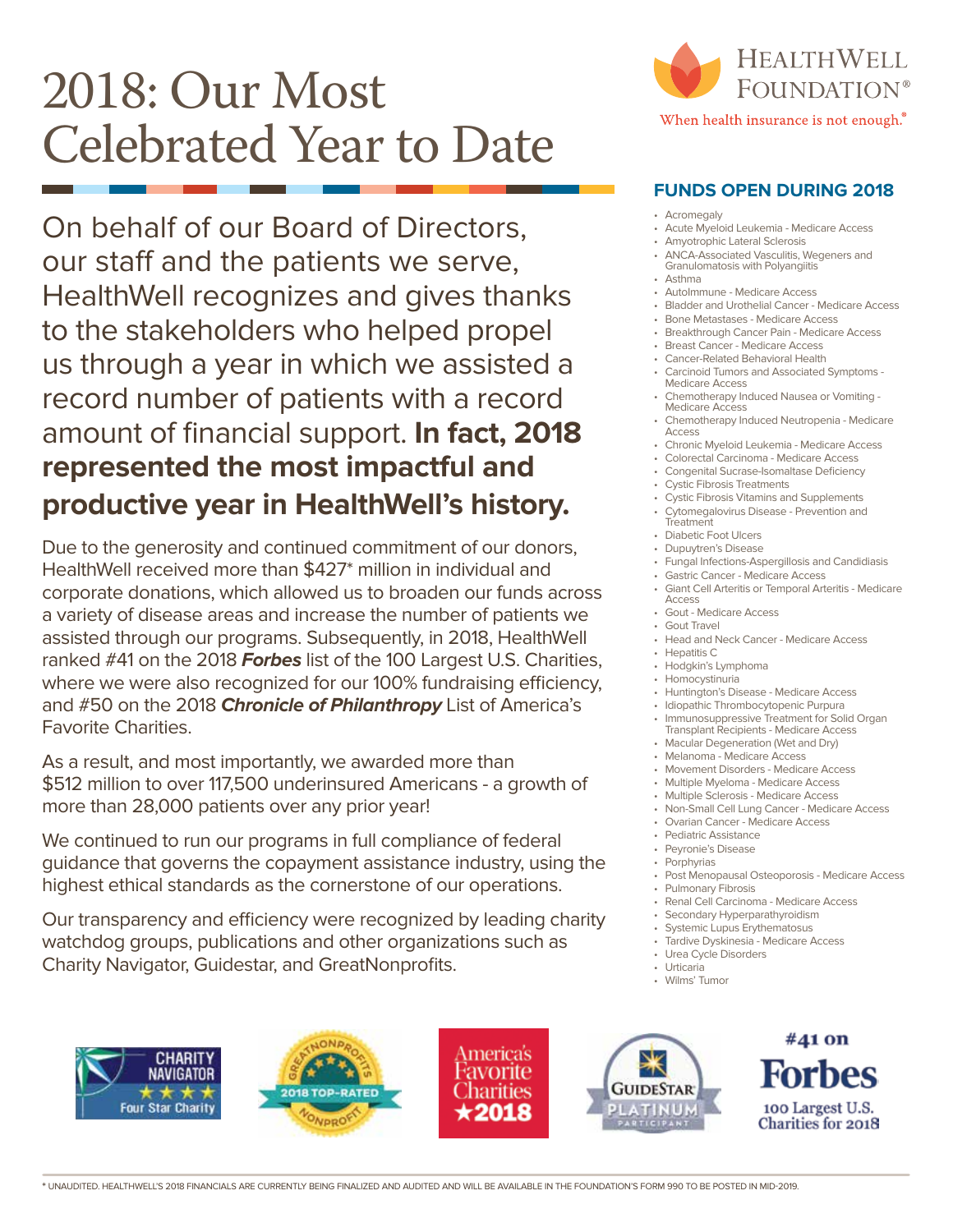# 2018: Our Most Celebrated Year to Date

HealthWell Foundation®

When health insurance is not enough.®

On behalf of our Board of Directors, our staff and the patients we serve, HealthWell recognizes and gives thanks to the stakeholders who helped propel us through a year in which we assisted a record number of patients with a record amount of financial support. **In fact, 2018 represented the most impactful and productive year in HealthWell's history.**

Due to the generosity and continued commitment of our donors, HealthWell received more than $427* million in individual and corporate donations, which allowed us to broaden our funds across a variety of disease areas and increase the number of patients we assisted through our programs. Subsequently, in 2018, HealthWell ranked #41 on the 2018 ***Forbes*** list of the 100 Largest U.S. Charities, where we were also recognized for our 100% fundraising efficiency, and #50 on the 2018 ***Chronicle of Philanthropy*** List of America's Favorite Charities.

As a result, and most importantly, we awarded more than $512 million to over 117,500 underinsured Americans - a growth of more than 28,000 patients over any prior year!

We continued to run our programs in full compliance of federal guidance that governs the copayment assistance industry, using the highest ethical standards as the cornerstone of our operations.

Our transparency and efficiency were recognized by leading charity watchdog groups, publications and other organizations such as Charity Navigator, Guidestar, and GreatNonprofits.

## FUNDS OPEN DURING 2018

- Acromegaly
- Acute Myeloid Leukemia - Medicare Access
- Amyotrophic Lateral Sclerosis
- ANCA-Associated Vasculitis, Wegeners and Granulomatosis with Polyangiitis
- Asthma
- AutoImmune - Medicare Access
- Bladder and Urothelial Cancer - Medicare Access
- Bone Metastases - Medicare Access
- Breakthrough Cancer Pain - Medicare Access
- Breast Cancer - Medicare Access
- Cancer-Related Behavioral Health
- Carcinoid Tumors and Associated Symptoms - Medicare Access
- Chemotherapy Induced Nausea or Vomiting - Medicare Access
- Chemotherapy Induced Neutropenia - Medicare Access
- Chronic Myeloid Leukemia - Medicare Access
- Colorectal Carcinoma - Medicare Access
- Congenital Sucrase-Isomaltase Deficiency
- Cystic Fibrosis Treatments
- Cystic Fibrosis Vitamins and Supplements
- Cytomegalovirus Disease - Prevention and Treatment
- Diabetic Foot Ulcers
- Dupuytren's Disease
- Fungal Infections-Aspergillosis and Candidiasis
- Gastric Cancer - Medicare Access
- Giant Cell Arteritis or Temporal Arteritis - Medicare Access
- Gout - Medicare Access
- Gout Travel
- Head and Neck Cancer - Medicare Access
- Hepatitis C
- Hodgkin's Lymphoma
- Homocystinuria
- Huntington's Disease - Medicare Access
- Idiopathic Thrombocytopenic Purpura
- Immunosuppressive Treatment for Solid Organ Transplant Recipients - Medicare Access
- Macular Degeneration (Wet and Dry)
- Melanoma - Medicare Access
- Movement Disorders - Medicare Access
- Multiple Myeloma - Medicare Access
- Multiple Sclerosis - Medicare Access
- Non-Small Cell Lung Cancer - Medicare Access
- Ovarian Cancer - Medicare Access
- Pediatric Assistance
- Peyronie's Disease
- Porphyrias
- Post Menopausal Osteoporosis - Medicare Access
- Pulmonary Fibrosis
- Renal Cell Carcinoma - Medicare Access
- Secondary Hyperparathyroidism
- Systemic Lupus Erythematosus
- Tardive Dyskinesia - Medicare Access
- Urea Cycle Disorders
- Urticaria
- Wilms' Tumor

Charity Navigator Four Star Charity | GreatNonprofits 2018 Top-Rated Nonprofit | America's Favorite Charities ★2018 | GuideStar Platinum Participant | #41 on Forbes 100 Largest U.S. Charities for 2018

\* UNAUDITED. HEALTHWELL'S 2018 FINANCIALS ARE CURRENTLY BEING FINALIZED AND AUDITED AND WILL BE AVAILABLE IN THE FOUNDATION'S FORM 990 TO BE POSTED IN MID-2019.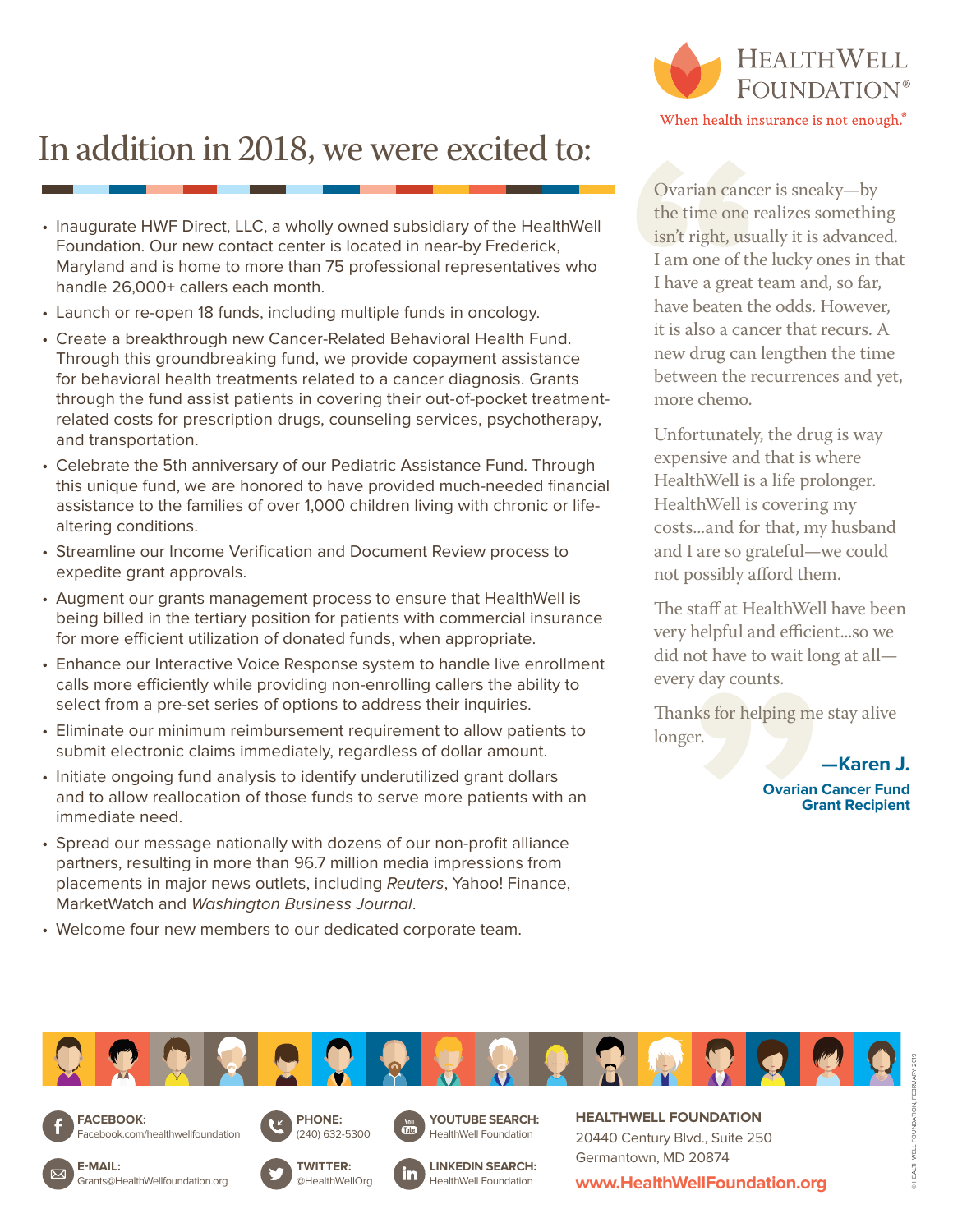HEALTHWELL FOUNDATION®

When health insurance is not enough.®

# In addition in 2018, we were excited to:

- Inaugurate HWF Direct, LLC, a wholly owned subsidiary of the HealthWell Foundation. Our new contact center is located in near-by Frederick, Maryland and is home to more than 75 professional representatives who handle 26,000+ callers each month.
- Launch or re-open 18 funds, including multiple funds in oncology.
- Create a breakthrough new Cancer-Related Behavioral Health Fund. Through this groundbreaking fund, we provide copayment assistance for behavioral health treatments related to a cancer diagnosis. Grants through the fund assist patients in covering their out-of-pocket treatment-related costs for prescription drugs, counseling services, psychotherapy, and transportation.
- Celebrate the 5th anniversary of our Pediatric Assistance Fund. Through this unique fund, we are honored to have provided much-needed financial assistance to the families of over 1,000 children living with chronic or life-altering conditions.
- Streamline our Income Verification and Document Review process to expedite grant approvals.
- Augment our grants management process to ensure that HealthWell is being billed in the tertiary position for patients with commercial insurance for more efficient utilization of donated funds, when appropriate.
- Enhance our Interactive Voice Response system to handle live enrollment calls more efficiently while providing non-enrolling callers the ability to select from a pre-set series of options to address their inquiries.
- Eliminate our minimum reimbursement requirement to allow patients to submit electronic claims immediately, regardless of dollar amount.
- Initiate ongoing fund analysis to identify underutilized grant dollars and to allow reallocation of those funds to serve more patients with an immediate need.
- Spread our message nationally with dozens of our non-profit alliance partners, resulting in more than 96.7 million media impressions from placements in major news outlets, including *Reuters*, Yahoo! Finance, MarketWatch and *Washington Business Journal*.
- Welcome four new members to our dedicated corporate team.

> Ovarian cancer is sneaky—by the time one realizes something isn't right, usually it is advanced. I am one of the lucky ones in that I have a great team and, so far, have beaten the odds. However, it is also a cancer that recurs. A new drug can lengthen the time between the recurrences and yet, more chemo.
>
> Unfortunately, the drug is way expensive and that is where HealthWell is a life prolonger. HealthWell is covering my costs...and for that, my husband and I are so grateful—we could not possibly afford them.
>
> The staff at HealthWell have been very helpful and efficient...so we did not have to wait long at all—every day counts.
>
> Thanks for helping me stay alive longer.
>
> **—Karen J.**
> **Ovarian Cancer Fund Grant Recipient**

**FACEBOOK:** Facebook.com/healthwellfoundation

**E-MAIL:** Grants@HealthWellfoundation.org

**PHONE:** (240) 632-5300

**TWITTER:** @HealthWellOrg

**YOUTUBE SEARCH:** HealthWell Foundation

**LINKEDIN SEARCH:** HealthWell Foundation

**HEALTHWELL FOUNDATION**
20440 Century Blvd., Suite 250
Germantown, MD 20874

**www.HealthWellFoundation.org**

© HEALTHWELL FOUNDATION, FEBRUARY 2019